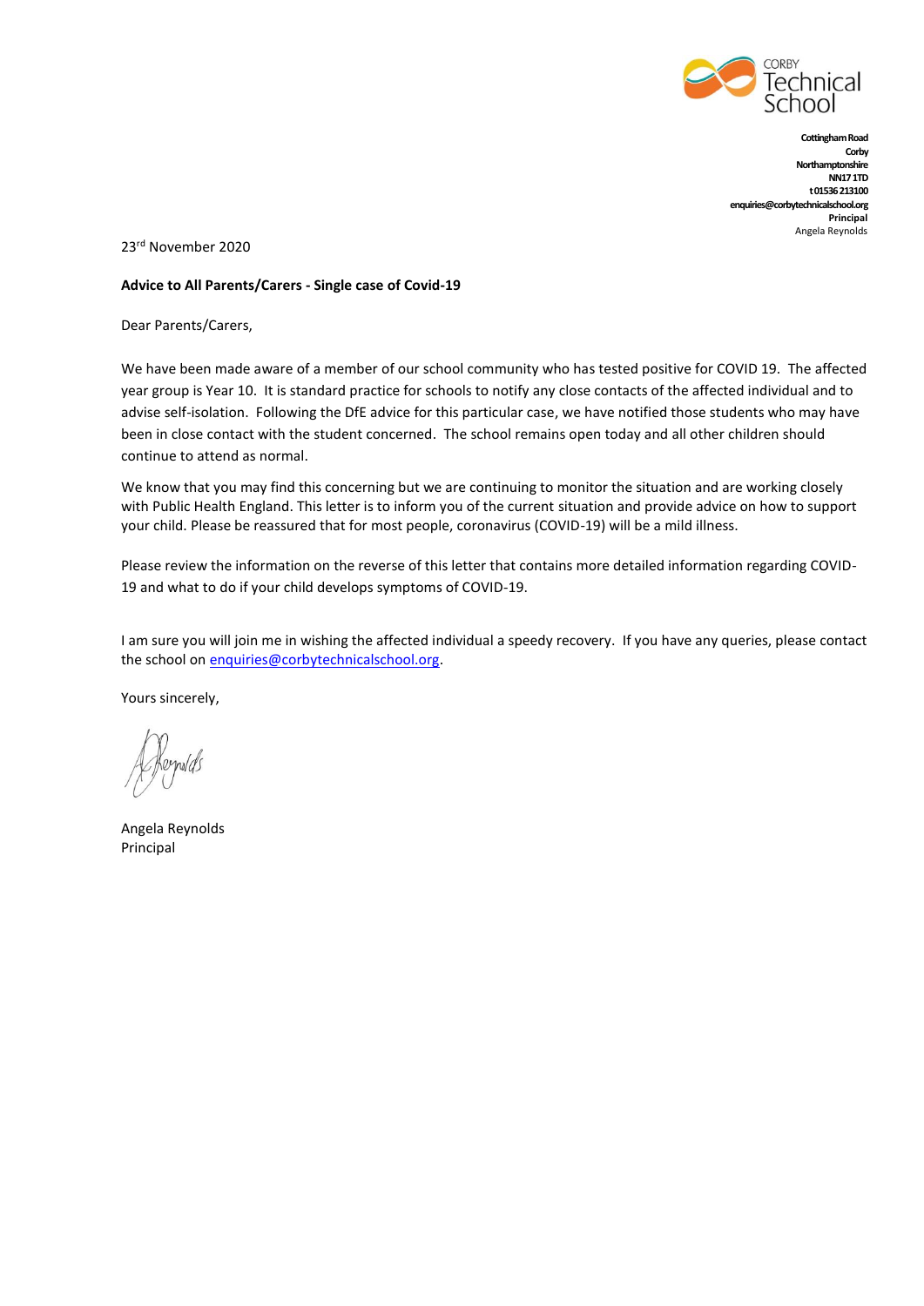CORBY
Technical
School

**Cottingham Road**
**Corby**
**Northamptonshire**
**NN17 1TD**
**t 01536 213100**
**enquiries@corbytechnicalschool.org**
**Principal**
Angela Reynolds

23rd November 2020

**Advice to All Parents/Carers - Single case of Covid-19**

Dear Parents/Carers,

We have been made aware of a member of our school community who has tested positive for COVID 19. The affected year group is Year 10. It is standard practice for schools to notify any close contacts of the affected individual and to advise self-isolation. Following the DfE advice for this particular case, we have notified those students who may have been in close contact with the student concerned. The school remains open today and all other children should continue to attend as normal.

We know that you may find this concerning but we are continuing to monitor the situation and are working closely with Public Health England. This letter is to inform you of the current situation and provide advice on how to support your child. Please be reassured that for most people, coronavirus (COVID-19) will be a mild illness.

Please review the information on the reverse of this letter that contains more detailed information regarding COVID-19 and what to do if your child develops symptoms of COVID-19.

I am sure you will join me in wishing the affected individual a speedy recovery. If you have any queries, please contact the school on [enquiries@corbytechnicalschool.org](mailto:enquiries@corbytechnicalschool.org).

Yours sincerely,

A Reynolds

Angela Reynolds
Principal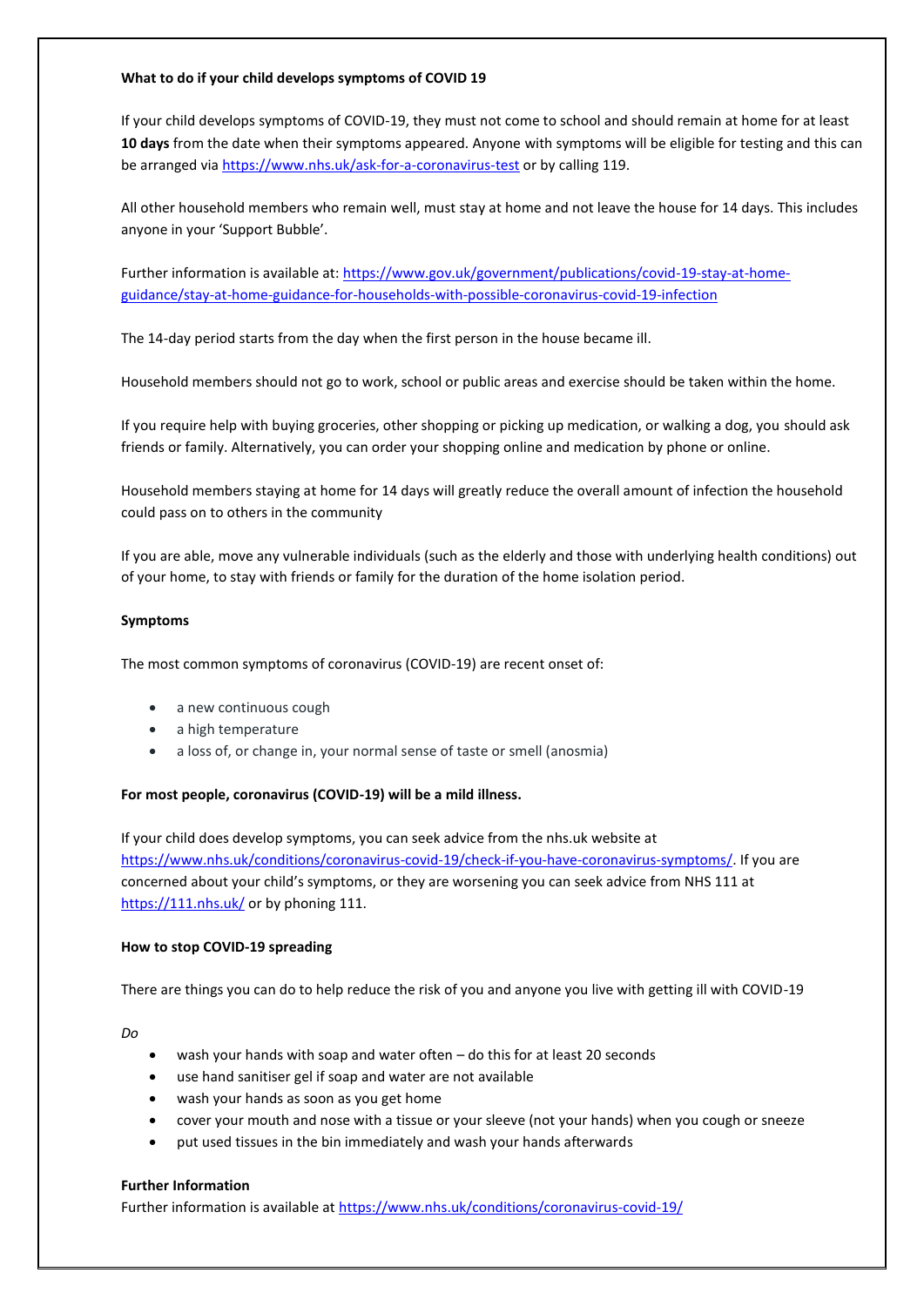**What to do if your child develops symptoms of COVID 19**

If your child develops symptoms of COVID-19, they must not come to school and should remain at home for at least **10 days** from the date when their symptoms appeared. Anyone with symptoms will be eligible for testing and this can be arranged via https://www.nhs.uk/ask-for-a-coronavirus-test or by calling 119.

All other household members who remain well, must stay at home and not leave the house for 14 days. This includes anyone in your 'Support Bubble'.

Further information is available at: https://www.gov.uk/government/publications/covid-19-stay-at-home-guidance/stay-at-home-guidance-for-households-with-possible-coronavirus-covid-19-infection

The 14-day period starts from the day when the first person in the house became ill.

Household members should not go to work, school or public areas and exercise should be taken within the home.

If you require help with buying groceries, other shopping or picking up medication, or walking a dog, you should ask friends or family. Alternatively, you can order your shopping online and medication by phone or online.

Household members staying at home for 14 days will greatly reduce the overall amount of infection the household could pass on to others in the community

If you are able, move any vulnerable individuals (such as the elderly and those with underlying health conditions) out of your home, to stay with friends or family for the duration of the home isolation period.

**Symptoms**

The most common symptoms of coronavirus (COVID-19) are recent onset of:

- a new continuous cough
- a high temperature
- a loss of, or change in, your normal sense of taste or smell (anosmia)

**For most people, coronavirus (COVID-19) will be a mild illness.**

If your child does develop symptoms, you can seek advice from the nhs.uk website at https://www.nhs.uk/conditions/coronavirus-covid-19/check-if-you-have-coronavirus-symptoms/. If you are concerned about your child's symptoms, or they are worsening you can seek advice from NHS 111 at https://111.nhs.uk/ or by phoning 111.

**How to stop COVID-19 spreading**

There are things you can do to help reduce the risk of you and anyone you live with getting ill with COVID-19

*Do*

- wash your hands with soap and water often – do this for at least 20 seconds
- use hand sanitiser gel if soap and water are not available
- wash your hands as soon as you get home
- cover your mouth and nose with a tissue or your sleeve (not your hands) when you cough or sneeze
- put used tissues in the bin immediately and wash your hands afterwards

**Further Information**

Further information is available at https://www.nhs.uk/conditions/coronavirus-covid-19/